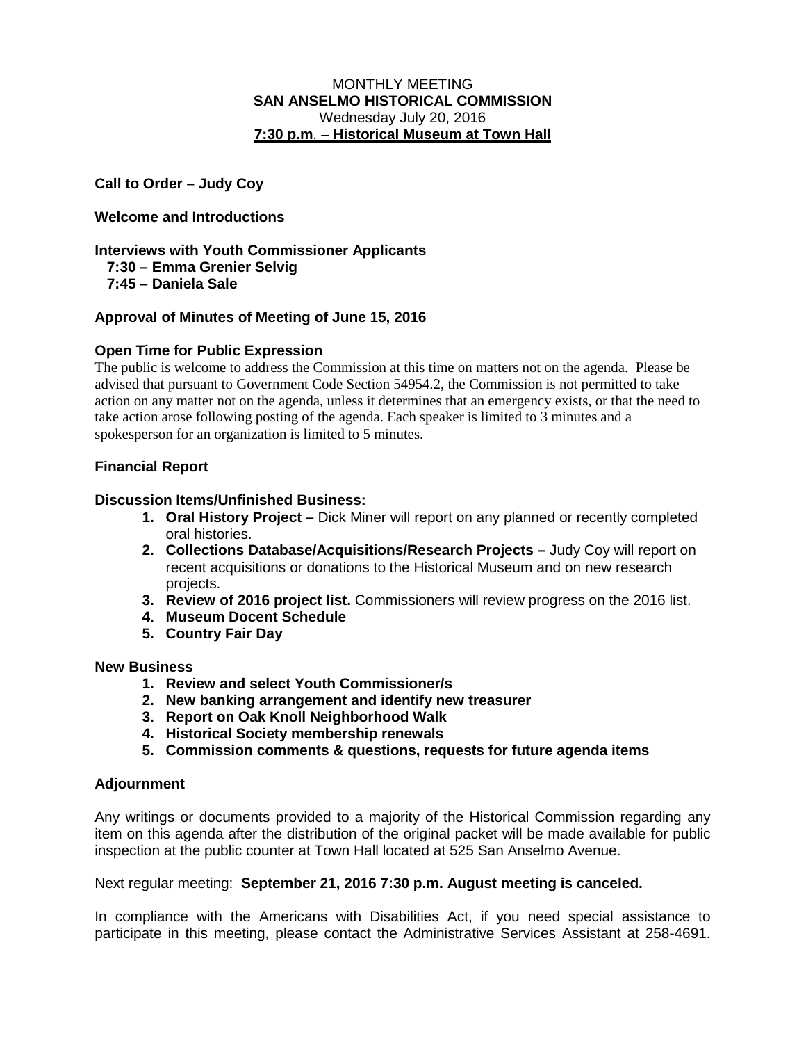MONTHLY MEETING
**SAN ANSELMO HISTORICAL COMMISSION**
Wednesday July 20, 2016
**7:30 p.m. – Historical Museum at Town Hall**

**Call to Order – Judy Coy**

**Welcome and Introductions**

**Interviews with Youth Commissioner Applicants**
**7:30 – Emma Grenier Selvig**
**7:45 – Daniela Sale**

**Approval of Minutes of Meeting of June 15, 2016**

**Open Time for Public Expression**

The public is welcome to address the Commission at this time on matters not on the agenda. Please be advised that pursuant to Government Code Section 54954.2, the Commission is not permitted to take action on any matter not on the agenda, unless it determines that an emergency exists, or that the need to take action arose following posting of the agenda. Each speaker is limited to 3 minutes and a spokesperson for an organization is limited to 5 minutes.

**Financial Report**

**Discussion Items/Unfinished Business:**

1. **Oral History Project –** Dick Miner will report on any planned or recently completed oral histories.
2. **Collections Database/Acquisitions/Research Projects –** Judy Coy will report on recent acquisitions or donations to the Historical Museum and on new research projects.
3. **Review of 2016 project list.** Commissioners will review progress on the 2016 list.
4. **Museum Docent Schedule**
5. **Country Fair Day**

**New Business**

1. **Review and select Youth Commissioner/s**
2. **New banking arrangement and identify new treasurer**
3. **Report on Oak Knoll Neighborhood Walk**
4. **Historical Society membership renewals**
5. **Commission comments & questions, requests for future agenda items**

**Adjournment**

Any writings or documents provided to a majority of the Historical Commission regarding any item on this agenda after the distribution of the original packet will be made available for public inspection at the public counter at Town Hall located at 525 San Anselmo Avenue.

Next regular meeting: **September 21, 2016 7:30 p.m. August meeting is canceled.**

In compliance with the Americans with Disabilities Act, if you need special assistance to participate in this meeting, please contact the Administrative Services Assistant at 258-4691.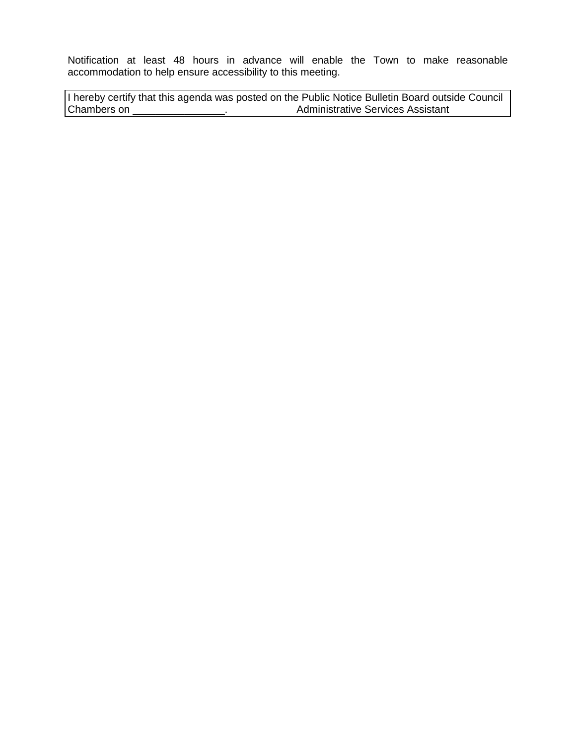Notification at least 48 hours in advance will enable the Town to make reasonable accommodation to help ensure accessibility to this meeting.

| | |
|---|---|
| I hereby certify that this agenda was posted on the Public Notice Bulletin Board outside Council Chambers on ________________. | Administrative Services Assistant |